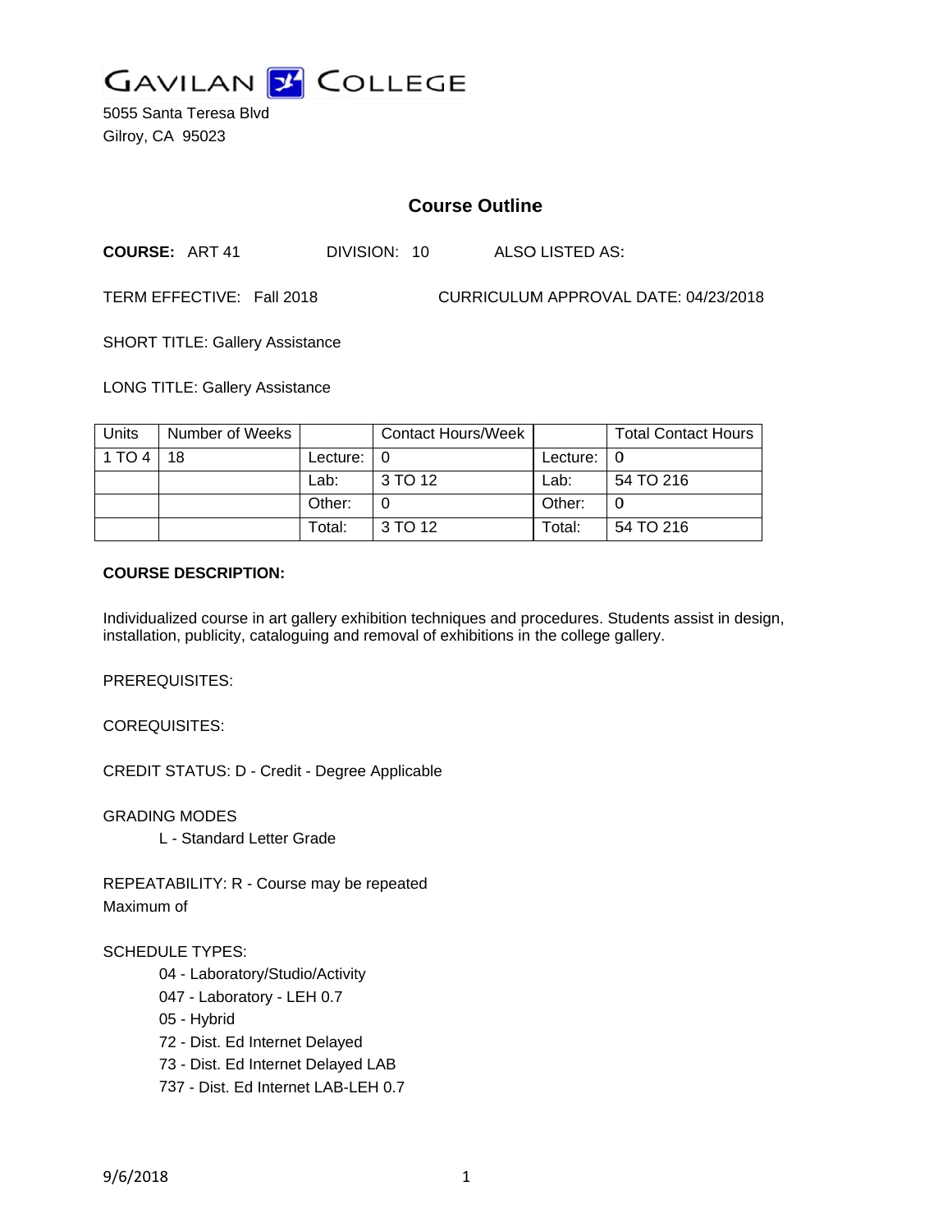# GAVILAN COLLEGE

5055 Santa Teresa Blvd
Gilroy, CA 95023

## Course Outline

**COURSE:** ART 41 DIVISION: 10 ALSO LISTED AS:

TERM EFFECTIVE: Fall 2018 CURRICULUM APPROVAL DATE: 04/23/2018

SHORT TITLE: Gallery Assistance

LONG TITLE: Gallery Assistance

| Units | Number of Weeks | | Contact Hours/Week | | Total Contact Hours |
|---|---|---|---|---|---|
| 1 TO 4 | 18 | Lecture: | 0 | Lecture: | 0 |
| | | Lab: | 3 TO 12 | Lab: | 54 TO 216 |
| | | Other: | 0 | Other: | 0 |
| | | Total: | 3 TO 12 | Total: | 54 TO 216 |

**COURSE DESCRIPTION:**

Individualized course in art gallery exhibition techniques and procedures. Students assist in design, installation, publicity, cataloguing and removal of exhibitions in the college gallery.

PREREQUISITES:

COREQUISITES:

CREDIT STATUS: D - Credit - Degree Applicable

GRADING MODES

L - Standard Letter Grade

REPEATABILITY: R - Course may be repeated
Maximum of

SCHEDULE TYPES:

04 - Laboratory/Studio/Activity
047 - Laboratory - LEH 0.7
05 - Hybrid
72 - Dist. Ed Internet Delayed
73 - Dist. Ed Internet Delayed LAB
737 - Dist. Ed Internet LAB-LEH 0.7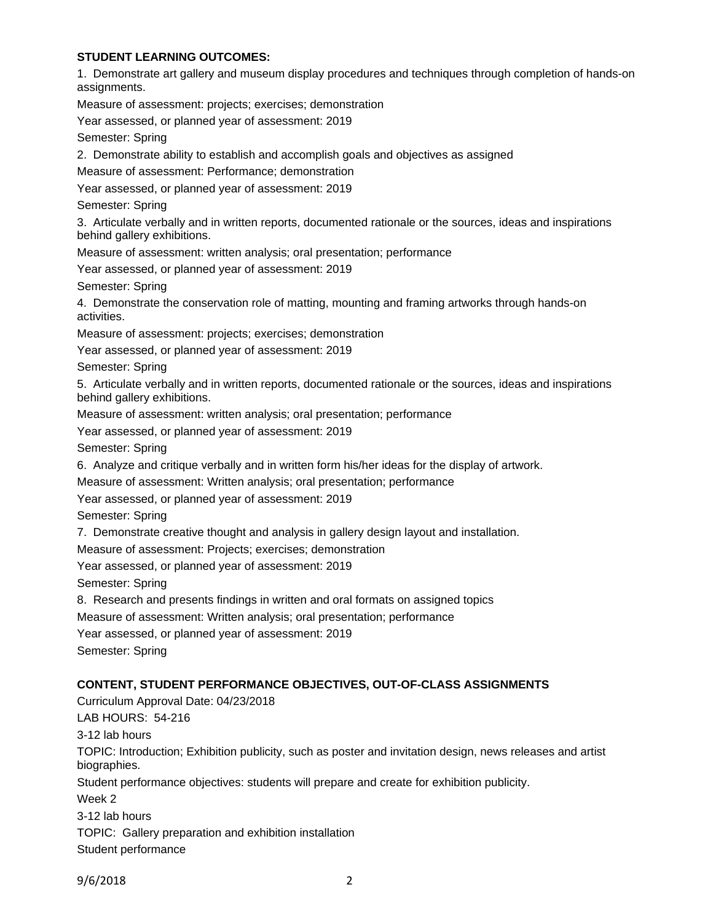**STUDENT LEARNING OUTCOMES:**

1. Demonstrate art gallery and museum display procedures and techniques through completion of hands-on assignments.

Measure of assessment: projects; exercises; demonstration

Year assessed, or planned year of assessment: 2019

Semester: Spring

2. Demonstrate ability to establish and accomplish goals and objectives as assigned

Measure of assessment: Performance; demonstration

Year assessed, or planned year of assessment: 2019

Semester: Spring

3. Articulate verbally and in written reports, documented rationale or the sources, ideas and inspirations behind gallery exhibitions.

Measure of assessment: written analysis; oral presentation; performance

Year assessed, or planned year of assessment: 2019

Semester: Spring

4. Demonstrate the conservation role of matting, mounting and framing artworks through hands-on activities.

Measure of assessment: projects; exercises; demonstration

Year assessed, or planned year of assessment: 2019

Semester: Spring

5. Articulate verbally and in written reports, documented rationale or the sources, ideas and inspirations behind gallery exhibitions.

Measure of assessment: written analysis; oral presentation; performance

Year assessed, or planned year of assessment: 2019

Semester: Spring

6. Analyze and critique verbally and in written form his/her ideas for the display of artwork.

Measure of assessment: Written analysis; oral presentation; performance

Year assessed, or planned year of assessment: 2019

Semester: Spring

7. Demonstrate creative thought and analysis in gallery design layout and installation.

Measure of assessment: Projects; exercises; demonstration

Year assessed, or planned year of assessment: 2019

Semester: Spring

8. Research and presents findings in written and oral formats on assigned topics

Measure of assessment: Written analysis; oral presentation; performance

Year assessed, or planned year of assessment: 2019

Semester: Spring

**CONTENT, STUDENT PERFORMANCE OBJECTIVES, OUT-OF-CLASS ASSIGNMENTS**

Curriculum Approval Date: 04/23/2018

LAB HOURS: 54-216

3-12 lab hours

TOPIC: Introduction; Exhibition publicity, such as poster and invitation design, news releases and artist biographies.

Student performance objectives: students will prepare and create for exhibition publicity.

Week 2

3-12 lab hours

TOPIC: Gallery preparation and exhibition installation

Student performance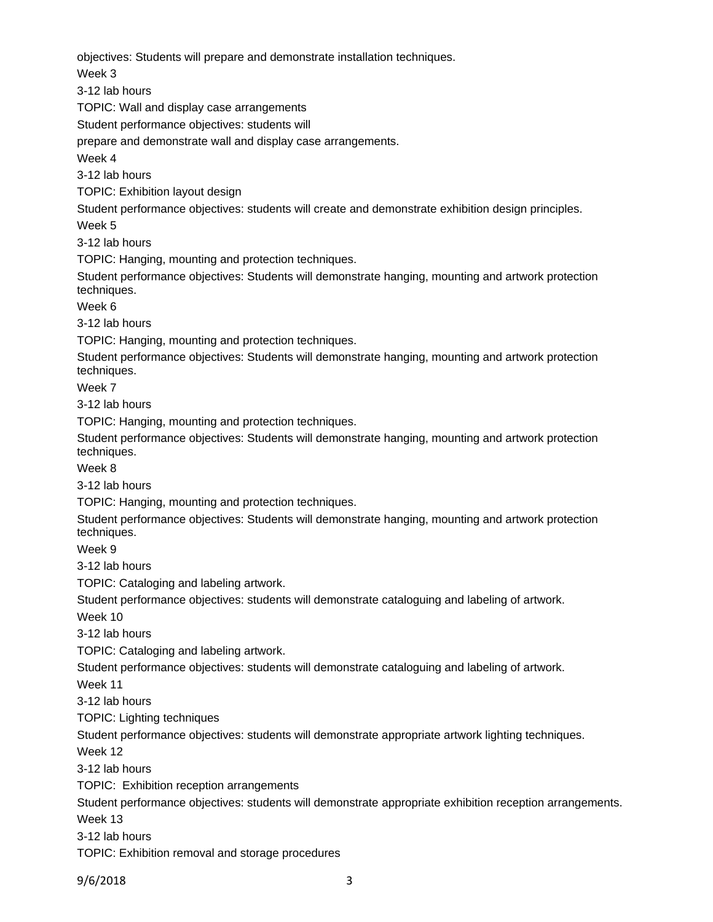objectives: Students will prepare and demonstrate installation techniques.

Week 3

3-12 lab hours

TOPIC: Wall and display case arrangements

Student performance objectives: students will

prepare and demonstrate wall and display case arrangements.

Week 4

3-12 lab hours

TOPIC: Exhibition layout design

Student performance objectives: students will create and demonstrate exhibition design principles.

Week 5

3-12 lab hours

TOPIC: Hanging, mounting and protection techniques.

Student performance objectives: Students will demonstrate hanging, mounting and artwork protection techniques.

Week 6

3-12 lab hours

TOPIC: Hanging, mounting and protection techniques.

Student performance objectives: Students will demonstrate hanging, mounting and artwork protection techniques.

Week 7

3-12 lab hours

TOPIC: Hanging, mounting and protection techniques.

Student performance objectives: Students will demonstrate hanging, mounting and artwork protection techniques.

Week 8

3-12 lab hours

TOPIC: Hanging, mounting and protection techniques.

Student performance objectives: Students will demonstrate hanging, mounting and artwork protection techniques.

Week 9

3-12 lab hours

TOPIC: Cataloging and labeling artwork.

Student performance objectives: students will demonstrate cataloguing and labeling of artwork.

Week 10

3-12 lab hours

TOPIC: Cataloging and labeling artwork.

Student performance objectives: students will demonstrate cataloguing and labeling of artwork.

Week 11

3-12 lab hours

TOPIC: Lighting techniques

Student performance objectives: students will demonstrate appropriate artwork lighting techniques.

Week 12

3-12 lab hours

TOPIC: Exhibition reception arrangements

Student performance objectives: students will demonstrate appropriate exhibition reception arrangements.

Week 13

3-12 lab hours

TOPIC: Exhibition removal and storage procedures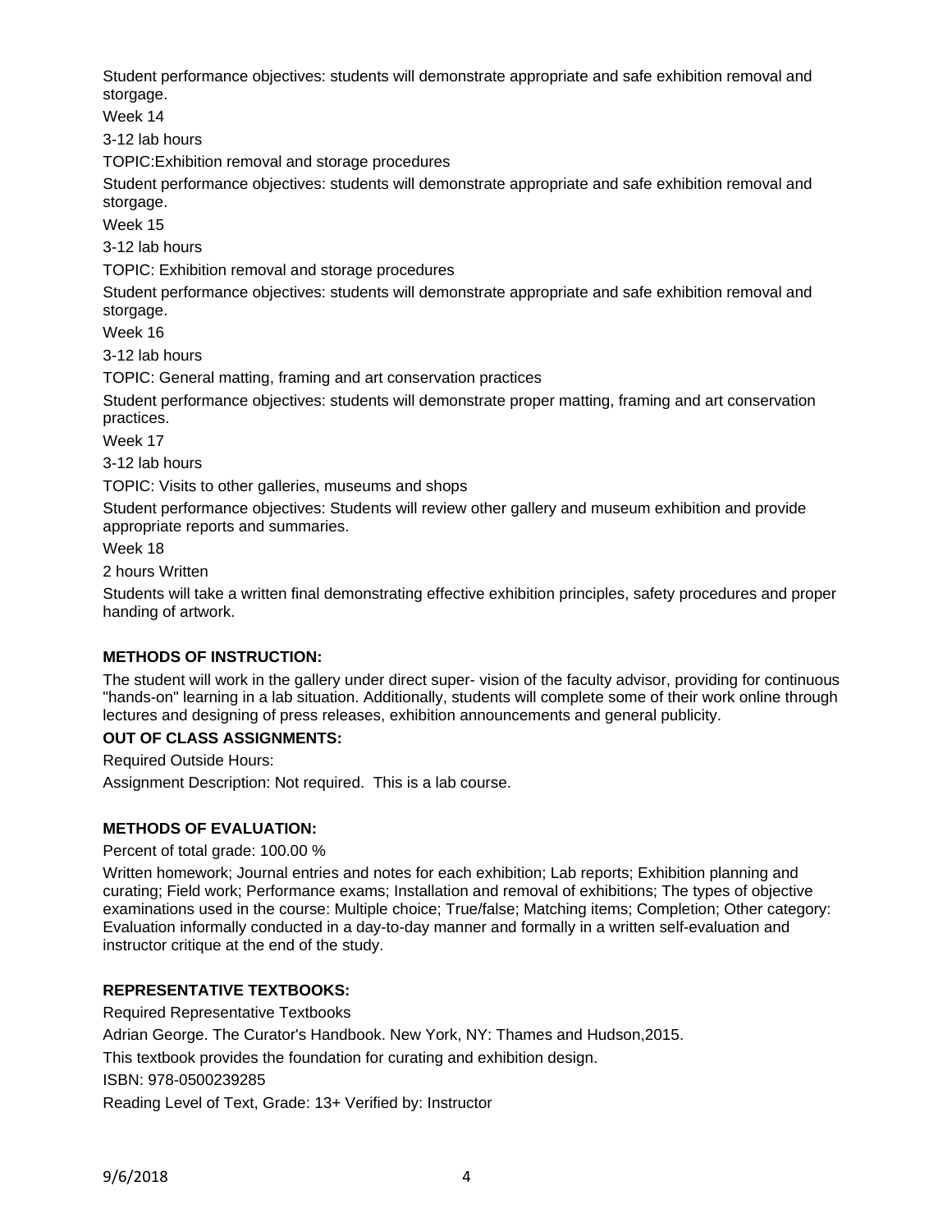Student performance objectives: students will demonstrate appropriate and safe exhibition removal and storgage.

Week 14

3-12 lab hours

TOPIC:Exhibition removal and storage procedures

Student performance objectives: students will demonstrate appropriate and safe exhibition removal and storgage.

Week 15

3-12 lab hours

TOPIC: Exhibition removal and storage procedures

Student performance objectives: students will demonstrate appropriate and safe exhibition removal and storgage.

Week 16

3-12 lab hours

TOPIC: General matting, framing and art conservation practices

Student performance objectives: students will demonstrate proper matting, framing and art conservation practices.

Week 17

3-12 lab hours

TOPIC: Visits to other galleries, museums and shops

Student performance objectives: Students will review other gallery and museum exhibition and provide appropriate reports and summaries.

Week 18

2 hours Written

Students will take a written final demonstrating effective exhibition principles, safety procedures and proper handing of artwork.

**METHODS OF INSTRUCTION:**

The student will work in the gallery under direct super- vision of the faculty advisor, providing for continuous "hands-on" learning in a lab situation. Additionally, students will complete some of their work online through lectures and designing of press releases, exhibition announcements and general publicity.

**OUT OF CLASS ASSIGNMENTS:**

Required Outside Hours:

Assignment Description: Not required. This is a lab course.

**METHODS OF EVALUATION:**

Percent of total grade: 100.00 %

Written homework; Journal entries and notes for each exhibition; Lab reports; Exhibition planning and curating; Field work; Performance exams; Installation and removal of exhibitions; The types of objective examinations used in the course: Multiple choice; True/false; Matching items; Completion; Other category: Evaluation informally conducted in a day-to-day manner and formally in a written self-evaluation and instructor critique at the end of the study.

**REPRESENTATIVE TEXTBOOKS:**

Required Representative Textbooks

Adrian George. The Curator's Handbook. New York, NY: Thames and Hudson,2015.

This textbook provides the foundation for curating and exhibition design.

ISBN: 978-0500239285

Reading Level of Text, Grade: 13+ Verified by: Instructor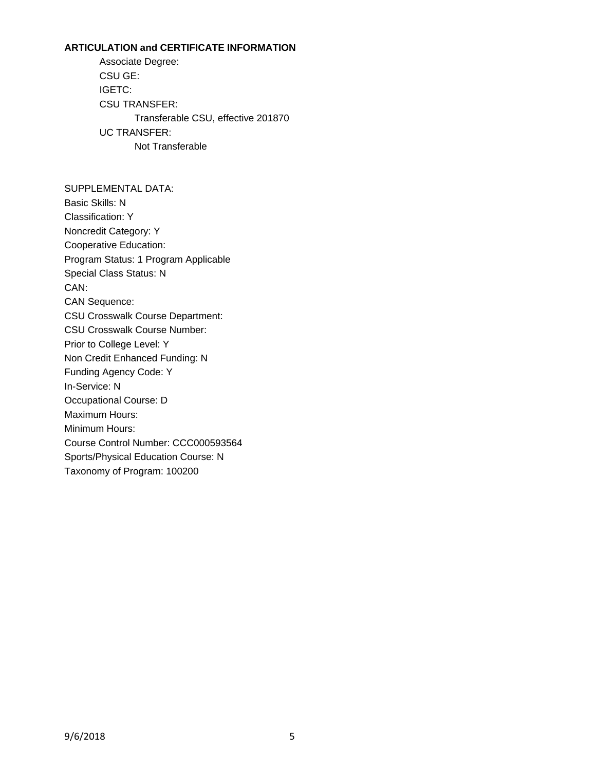**ARTICULATION and CERTIFICATE INFORMATION**

Associate Degree:

CSU GE:

IGETC:

CSU TRANSFER:

Transferable CSU, effective 201870

UC TRANSFER:

Not Transferable

SUPPLEMENTAL DATA:

Basic Skills: N

Classification: Y

Noncredit Category: Y

Cooperative Education:

Program Status: 1 Program Applicable

Special Class Status: N

CAN:

CAN Sequence:

CSU Crosswalk Course Department:

CSU Crosswalk Course Number:

Prior to College Level: Y

Non Credit Enhanced Funding: N

Funding Agency Code: Y

In-Service: N

Occupational Course: D

Maximum Hours:

Minimum Hours:

Course Control Number: CCC000593564

Sports/Physical Education Course: N

Taxonomy of Program: 100200